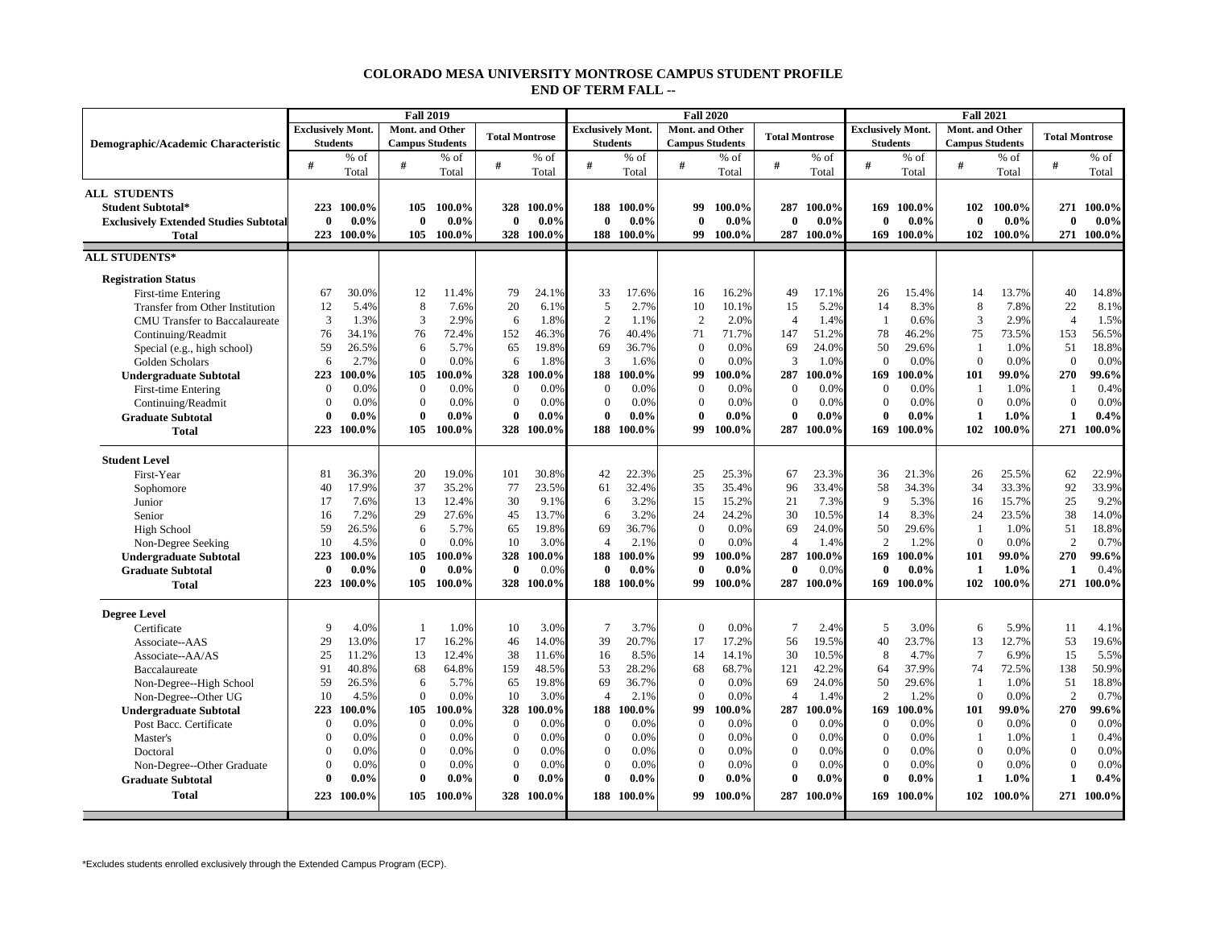# COLORADO MESA UNIVERSITY MONTROSE CAMPUS STUDENT PROFILE
## END OF TERM FALL --

| Demographic/Academic Characteristic | Fall 2019 | | | | | | Fall 2020 | | | | | | Fall 2021 | | | | | |
|---|---|---|---|---|---|---|---|---|---|---|---|---|---|---|---|---|---|---|
| | Exclusively Mont. Students | | Mont. and Other Campus Students | | Total Montrose | | Exclusively Mont. Students | | Mont. and Other Campus Students | | Total Montrose | | Exclusively Mont. Students | | Mont. and Other Campus Students | | Total Montrose | |
| | # | % of Total | # | % of Total | # | % of Total | # | % of Total | # | % of Total | # | % of Total | # | % of Total | # | % of Total | # | % of Total |
| **ALL STUDENTS** | | | | | | | | | | | | | | | | | | |
| **Student Subtotal*** | **223** | **100.0%** | **105** | **100.0%** | **328** | **100.0%** | **188** | **100.0%** | **99** | **100.0%** | **287** | **100.0%** | **169** | **100.0%** | **102** | **100.0%** | **271** | **100.0%** |
| **Exclusively Extended Studies Subtotal** | **0** | **0.0%** | **0** | **0.0%** | **0** | **0.0%** | **0** | **0.0%** | **0** | **0.0%** | **0** | **0.0%** | **0** | **0.0%** | **0** | **0.0%** | **0** | **0.0%** |
| **Total** | **223** | **100.0%** | **105** | **100.0%** | **328** | **100.0%** | **188** | **100.0%** | **99** | **100.0%** | **287** | **100.0%** | **169** | **100.0%** | **102** | **100.0%** | **271** | **100.0%** |
| **ALL STUDENTS*** | | | | | | | | | | | | | | | | | | |
| **Registration Status** | | | | | | | | | | | | | | | | | | |
| First-time Entering | 67 | 30.0% | 12 | 11.4% | 79 | 24.1% | 33 | 17.6% | 16 | 16.2% | 49 | 17.1% | 26 | 15.4% | 14 | 13.7% | 40 | 14.8% |
| Transfer from Other Institution | 12 | 5.4% | 8 | 7.6% | 20 | 6.1% | 5 | 2.7% | 10 | 10.1% | 15 | 5.2% | 14 | 8.3% | 8 | 7.8% | 22 | 8.1% |
| CMU Transfer to Baccalaureate | 3 | 1.3% | 3 | 2.9% | 6 | 1.8% | 2 | 1.1% | 2 | 2.0% | 4 | 1.4% | 1 | 0.6% | 3 | 2.9% | 4 | 1.5% |
| Continuing/Readmit | 76 | 34.1% | 76 | 72.4% | 152 | 46.3% | 76 | 40.4% | 71 | 71.7% | 147 | 51.2% | 78 | 46.2% | 75 | 73.5% | 153 | 56.5% |
| Special (e.g., high school) | 59 | 26.5% | 6 | 5.7% | 65 | 19.8% | 69 | 36.7% | 0 | 0.0% | 69 | 24.0% | 50 | 29.6% | 1 | 1.0% | 51 | 18.8% |
| Golden Scholars | 6 | 2.7% | 0 | 0.0% | 6 | 1.8% | 3 | 1.6% | 0 | 0.0% | 3 | 1.0% | 0 | 0.0% | 0 | 0.0% | 0 | 0.0% |
| **Undergraduate Subtotal** | **223** | **100.0%** | **105** | **100.0%** | **328** | **100.0%** | **188** | **100.0%** | **99** | **100.0%** | **287** | **100.0%** | **169** | **100.0%** | **101** | **99.0%** | **270** | **99.6%** |
| First-time Entering | 0 | 0.0% | 0 | 0.0% | 0 | 0.0% | 0 | 0.0% | 0 | 0.0% | 0 | 0.0% | 0 | 0.0% | 1 | 1.0% | 1 | 0.4% |
| Continuing/Readmit | 0 | 0.0% | 0 | 0.0% | 0 | 0.0% | 0 | 0.0% | 0 | 0.0% | 0 | 0.0% | 0 | 0.0% | 0 | 0.0% | 0 | 0.0% |
| **Graduate Subtotal** | **0** | **0.0%** | **0** | **0.0%** | **0** | **0.0%** | **0** | **0.0%** | **0** | **0.0%** | **0** | **0.0%** | **0** | **0.0%** | **1** | **1.0%** | **1** | **0.4%** |
| **Total** | **223** | **100.0%** | **105** | **100.0%** | **328** | **100.0%** | **188** | **100.0%** | **99** | **100.0%** | **287** | **100.0%** | **169** | **100.0%** | **102** | **100.0%** | **271** | **100.0%** |
| **Student Level** | | | | | | | | | | | | | | | | | | |
| First-Year | 81 | 36.3% | 20 | 19.0% | 101 | 30.8% | 42 | 22.3% | 25 | 25.3% | 67 | 23.3% | 36 | 21.3% | 26 | 25.5% | 62 | 22.9% |
| Sophomore | 40 | 17.9% | 37 | 35.2% | 77 | 23.5% | 61 | 32.4% | 35 | 35.4% | 96 | 33.4% | 58 | 34.3% | 34 | 33.3% | 92 | 33.9% |
| Junior | 17 | 7.6% | 13 | 12.4% | 30 | 9.1% | 6 | 3.2% | 15 | 15.2% | 21 | 7.3% | 9 | 5.3% | 16 | 15.7% | 25 | 9.2% |
| Senior | 16 | 7.2% | 29 | 27.6% | 45 | 13.7% | 6 | 3.2% | 24 | 24.2% | 30 | 10.5% | 14 | 8.3% | 24 | 23.5% | 38 | 14.0% |
| High School | 59 | 26.5% | 6 | 5.7% | 65 | 19.8% | 69 | 36.7% | 0 | 0.0% | 69 | 24.0% | 50 | 29.6% | 1 | 1.0% | 51 | 18.8% |
| Non-Degree Seeking | 10 | 4.5% | 0 | 0.0% | 10 | 3.0% | 4 | 2.1% | 0 | 0.0% | 4 | 1.4% | 2 | 1.2% | 0 | 0.0% | 2 | 0.7% |
| **Undergraduate Subtotal** | **223** | **100.0%** | **105** | **100.0%** | **328** | **100.0%** | **188** | **100.0%** | **99** | **100.0%** | **287** | **100.0%** | **169** | **100.0%** | **101** | **99.0%** | **270** | **99.6%** |
| **Graduate Subtotal** | **0** | **0.0%** | **0** | **0.0%** | **0** | 0.0% | **0** | **0.0%** | **0** | **0.0%** | **0** | 0.0% | **0** | **0.0%** | **1** | **1.0%** | **1** | 0.4% |
| **Total** | **223** | **100.0%** | **105** | **100.0%** | **328** | **100.0%** | **188** | **100.0%** | **99** | **100.0%** | **287** | **100.0%** | **169** | **100.0%** | **102** | **100.0%** | **271** | **100.0%** |
| **Degree Level** | | | | | | | | | | | | | | | | | | |
| Certificate | 9 | 4.0% | 1 | 1.0% | 10 | 3.0% | 7 | 3.7% | 0 | 0.0% | 7 | 2.4% | 5 | 3.0% | 6 | 5.9% | 11 | 4.1% |
| Associate--AAS | 29 | 13.0% | 17 | 16.2% | 46 | 14.0% | 39 | 20.7% | 17 | 17.2% | 56 | 19.5% | 40 | 23.7% | 13 | 12.7% | 53 | 19.6% |
| Associate--AA/AS | 25 | 11.2% | 13 | 12.4% | 38 | 11.6% | 16 | 8.5% | 14 | 14.1% | 30 | 10.5% | 8 | 4.7% | 7 | 6.9% | 15 | 5.5% |
| Baccalaureate | 91 | 40.8% | 68 | 64.8% | 159 | 48.5% | 53 | 28.2% | 68 | 68.7% | 121 | 42.2% | 64 | 37.9% | 74 | 72.5% | 138 | 50.9% |
| Non-Degree--High School | 59 | 26.5% | 6 | 5.7% | 65 | 19.8% | 69 | 36.7% | 0 | 0.0% | 69 | 24.0% | 50 | 29.6% | 1 | 1.0% | 51 | 18.8% |
| Non-Degree--Other UG | 10 | 4.5% | 0 | 0.0% | 10 | 3.0% | 4 | 2.1% | 0 | 0.0% | 4 | 1.4% | 2 | 1.2% | 0 | 0.0% | 2 | 0.7% |
| **Undergraduate Subtotal** | **223** | **100.0%** | **105** | **100.0%** | **328** | **100.0%** | **188** | **100.0%** | **99** | **100.0%** | **287** | **100.0%** | **169** | **100.0%** | **101** | **99.0%** | **270** | **99.6%** |
| Post Bacc. Certificate | 0 | 0.0% | 0 | 0.0% | 0 | 0.0% | 0 | 0.0% | 0 | 0.0% | 0 | 0.0% | 0 | 0.0% | 0 | 0.0% | 0 | 0.0% |
| Master's | 0 | 0.0% | 0 | 0.0% | 0 | 0.0% | 0 | 0.0% | 0 | 0.0% | 0 | 0.0% | 0 | 0.0% | 1 | 1.0% | 1 | 0.4% |
| Doctoral | 0 | 0.0% | 0 | 0.0% | 0 | 0.0% | 0 | 0.0% | 0 | 0.0% | 0 | 0.0% | 0 | 0.0% | 0 | 0.0% | 0 | 0.0% |
| Non-Degree--Other Graduate | 0 | 0.0% | 0 | 0.0% | 0 | 0.0% | 0 | 0.0% | 0 | 0.0% | 0 | 0.0% | 0 | 0.0% | 0 | 0.0% | 0 | 0.0% |
| **Graduate Subtotal** | **0** | **0.0%** | **0** | **0.0%** | **0** | **0.0%** | **0** | **0.0%** | **0** | **0.0%** | **0** | **0.0%** | **0** | **0.0%** | **1** | **1.0%** | **1** | **0.4%** |
| **Total** | **223** | **100.0%** | **105** | **100.0%** | **328** | **100.0%** | **188** | **100.0%** | **99** | **100.0%** | **287** | **100.0%** | **169** | **100.0%** | **102** | **100.0%** | **271** | **100.0%** |

*Excludes students enrolled exclusively through the Extended Campus Program (ECP).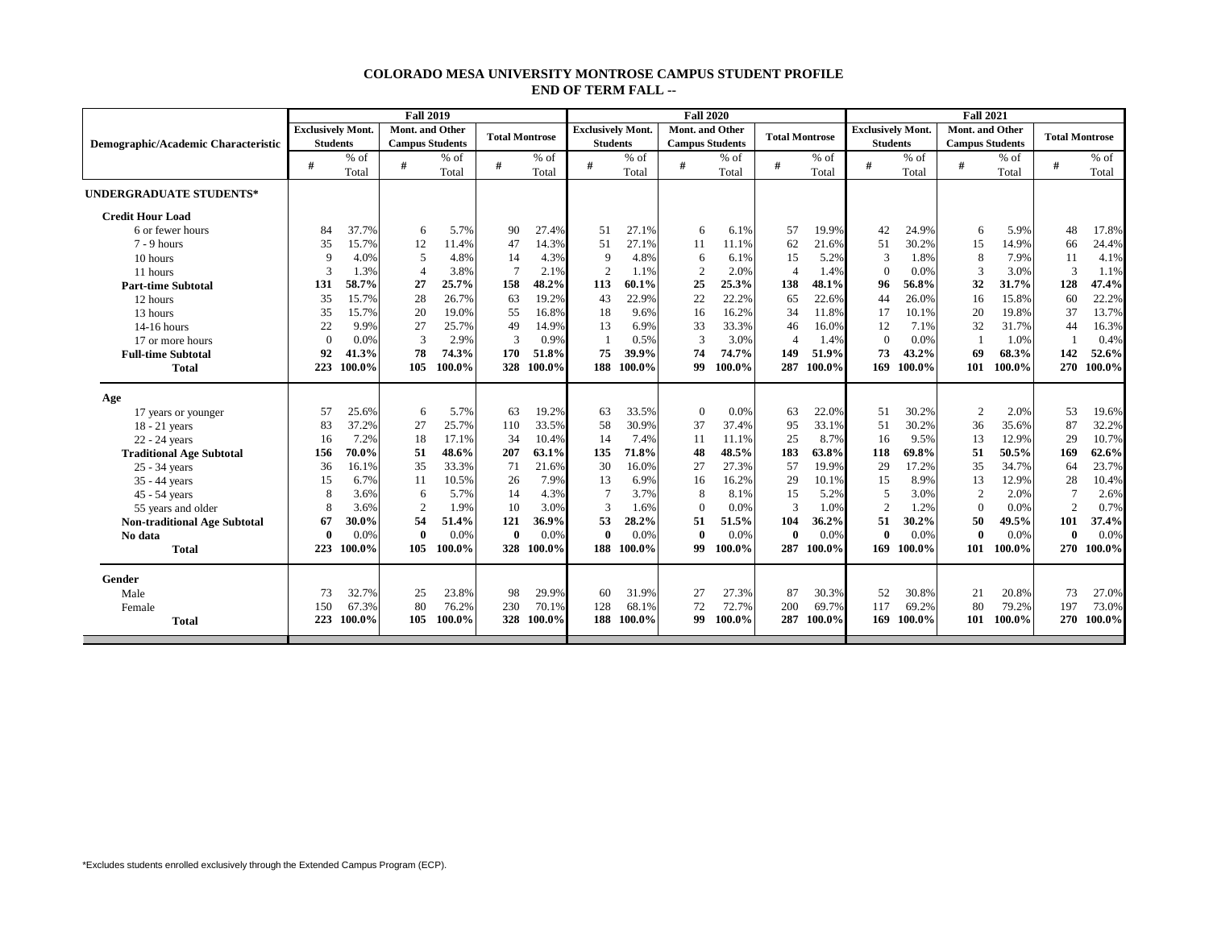## COLORADO MESA UNIVERSITY MONTROSE CAMPUS STUDENT PROFILE
## END OF TERM FALL --

| Demographic/Academic Characteristic | Fall 2019 | | | | | | Fall 2020 | | | | | | Fall 2021 | | | | | |
|---|---|---|---|---|---|---|---|---|---|---|---|---|---|---|---|---|---|---|
| | Exclusively Mont. Students | | Mont. and Other Campus Students | | Total Montrose | | Exclusively Mont. Students | | Mont. and Other Campus Students | | Total Montrose | | Exclusively Mont. Students | | Mont. and Other Campus Students | | Total Montrose | |
| | # | % of Total | # | % of Total | # | % of Total | # | % of Total | # | % of Total | # | % of Total | # | % of Total | # | % of Total | # | % of Total |
| **UNDERGRADUATE STUDENTS*** | | | | | | | | | | | | | | | | | | |
| **Credit Hour Load** | | | | | | | | | | | | | | | | | | |
| 6 or fewer hours | 84 | 37.7% | 6 | 5.7% | 90 | 27.4% | 51 | 27.1% | 6 | 6.1% | 57 | 19.9% | 42 | 24.9% | 6 | 5.9% | 48 | 17.8% |
| 7 - 9 hours | 35 | 15.7% | 12 | 11.4% | 47 | 14.3% | 51 | 27.1% | 11 | 11.1% | 62 | 21.6% | 51 | 30.2% | 15 | 14.9% | 66 | 24.4% |
| 10 hours | 9 | 4.0% | 5 | 4.8% | 14 | 4.3% | 9 | 4.8% | 6 | 6.1% | 15 | 5.2% | 3 | 1.8% | 8 | 7.9% | 11 | 4.1% |
| 11 hours | 3 | 1.3% | 4 | 3.8% | 7 | 2.1% | 2 | 1.1% | 2 | 2.0% | 4 | 1.4% | 0 | 0.0% | 3 | 3.0% | 3 | 1.1% |
| **Part-time Subtotal** | **131** | **58.7%** | **27** | **25.7%** | **158** | **48.2%** | **113** | **60.1%** | **25** | **25.3%** | **138** | **48.1%** | **96** | **56.8%** | **32** | **31.7%** | **128** | **47.4%** |
| 12 hours | 35 | 15.7% | 28 | 26.7% | 63 | 19.2% | 43 | 22.9% | 22 | 22.2% | 65 | 22.6% | 44 | 26.0% | 16 | 15.8% | 60 | 22.2% |
| 13 hours | 35 | 15.7% | 20 | 19.0% | 55 | 16.8% | 18 | 9.6% | 16 | 16.2% | 34 | 11.8% | 17 | 10.1% | 20 | 19.8% | 37 | 13.7% |
| 14-16 hours | 22 | 9.9% | 27 | 25.7% | 49 | 14.9% | 13 | 6.9% | 33 | 33.3% | 46 | 16.0% | 12 | 7.1% | 32 | 31.7% | 44 | 16.3% |
| 17 or more hours | 0 | 0.0% | 3 | 2.9% | 3 | 0.9% | 1 | 0.5% | 3 | 3.0% | 4 | 1.4% | 0 | 0.0% | 1 | 1.0% | 1 | 0.4% |
| **Full-time Subtotal** | **92** | **41.3%** | **78** | **74.3%** | **170** | **51.8%** | **75** | **39.9%** | **74** | **74.7%** | **149** | **51.9%** | **73** | **43.2%** | **69** | **68.3%** | **142** | **52.6%** |
| **Total** | **223** | **100.0%** | **105** | **100.0%** | **328** | **100.0%** | **188** | **100.0%** | **99** | **100.0%** | **287** | **100.0%** | **169** | **100.0%** | **101** | **100.0%** | **270** | **100.0%** |
| **Age** | | | | | | | | | | | | | | | | | | |
| 17 years or younger | 57 | 25.6% | 6 | 5.7% | 63 | 19.2% | 63 | 33.5% | 0 | 0.0% | 63 | 22.0% | 51 | 30.2% | 2 | 2.0% | 53 | 19.6% |
| 18 - 21 years | 83 | 37.2% | 27 | 25.7% | 110 | 33.5% | 58 | 30.9% | 37 | 37.4% | 95 | 33.1% | 51 | 30.2% | 36 | 35.6% | 87 | 32.2% |
| 22 - 24 years | 16 | 7.2% | 18 | 17.1% | 34 | 10.4% | 14 | 7.4% | 11 | 11.1% | 25 | 8.7% | 16 | 9.5% | 13 | 12.9% | 29 | 10.7% |
| **Traditional Age Subtotal** | **156** | **70.0%** | **51** | **48.6%** | **207** | **63.1%** | **135** | **71.8%** | **48** | **48.5%** | **183** | **63.8%** | **118** | **69.8%** | **51** | **50.5%** | **169** | **62.6%** |
| 25 - 34 years | 36 | 16.1% | 35 | 33.3% | 71 | 21.6% | 30 | 16.0% | 27 | 27.3% | 57 | 19.9% | 29 | 17.2% | 35 | 34.7% | 64 | 23.7% |
| 35 - 44 years | 15 | 6.7% | 11 | 10.5% | 26 | 7.9% | 13 | 6.9% | 16 | 16.2% | 29 | 10.1% | 15 | 8.9% | 13 | 12.9% | 28 | 10.4% |
| 45 - 54 years | 8 | 3.6% | 6 | 5.7% | 14 | 4.3% | 7 | 3.7% | 8 | 8.1% | 15 | 5.2% | 5 | 3.0% | 2 | 2.0% | 7 | 2.6% |
| 55 years and older | 8 | 3.6% | 2 | 1.9% | 10 | 3.0% | 3 | 1.6% | 0 | 0.0% | 3 | 1.0% | 2 | 1.2% | 0 | 0.0% | 2 | 0.7% |
| **Non-traditional Age Subtotal** | **67** | **30.0%** | **54** | **51.4%** | **121** | **36.9%** | **53** | **28.2%** | **51** | **51.5%** | **104** | **36.2%** | **51** | **30.2%** | **50** | **49.5%** | **101** | **37.4%** |
| **No data** | **0** | 0.0% | **0** | 0.0% | **0** | 0.0% | **0** | 0.0% | **0** | 0.0% | **0** | 0.0% | **0** | 0.0% | **0** | 0.0% | **0** | 0.0% |
| **Total** | **223** | **100.0%** | **105** | **100.0%** | **328** | **100.0%** | **188** | **100.0%** | **99** | **100.0%** | **287** | **100.0%** | **169** | **100.0%** | **101** | **100.0%** | **270** | **100.0%** |
| **Gender** | | | | | | | | | | | | | | | | | | |
| Male | 73 | 32.7% | 25 | 23.8% | 98 | 29.9% | 60 | 31.9% | 27 | 27.3% | 87 | 30.3% | 52 | 30.8% | 21 | 20.8% | 73 | 27.0% |
| Female | 150 | 67.3% | 80 | 76.2% | 230 | 70.1% | 128 | 68.1% | 72 | 72.7% | 200 | 69.7% | 117 | 69.2% | 80 | 79.2% | 197 | 73.0% |
| **Total** | **223** | **100.0%** | **105** | **100.0%** | **328** | **100.0%** | **188** | **100.0%** | **99** | **100.0%** | **287** | **100.0%** | **169** | **100.0%** | **101** | **100.0%** | **270** | **100.0%** |

*Excludes students enrolled exclusively through the Extended Campus Program (ECP).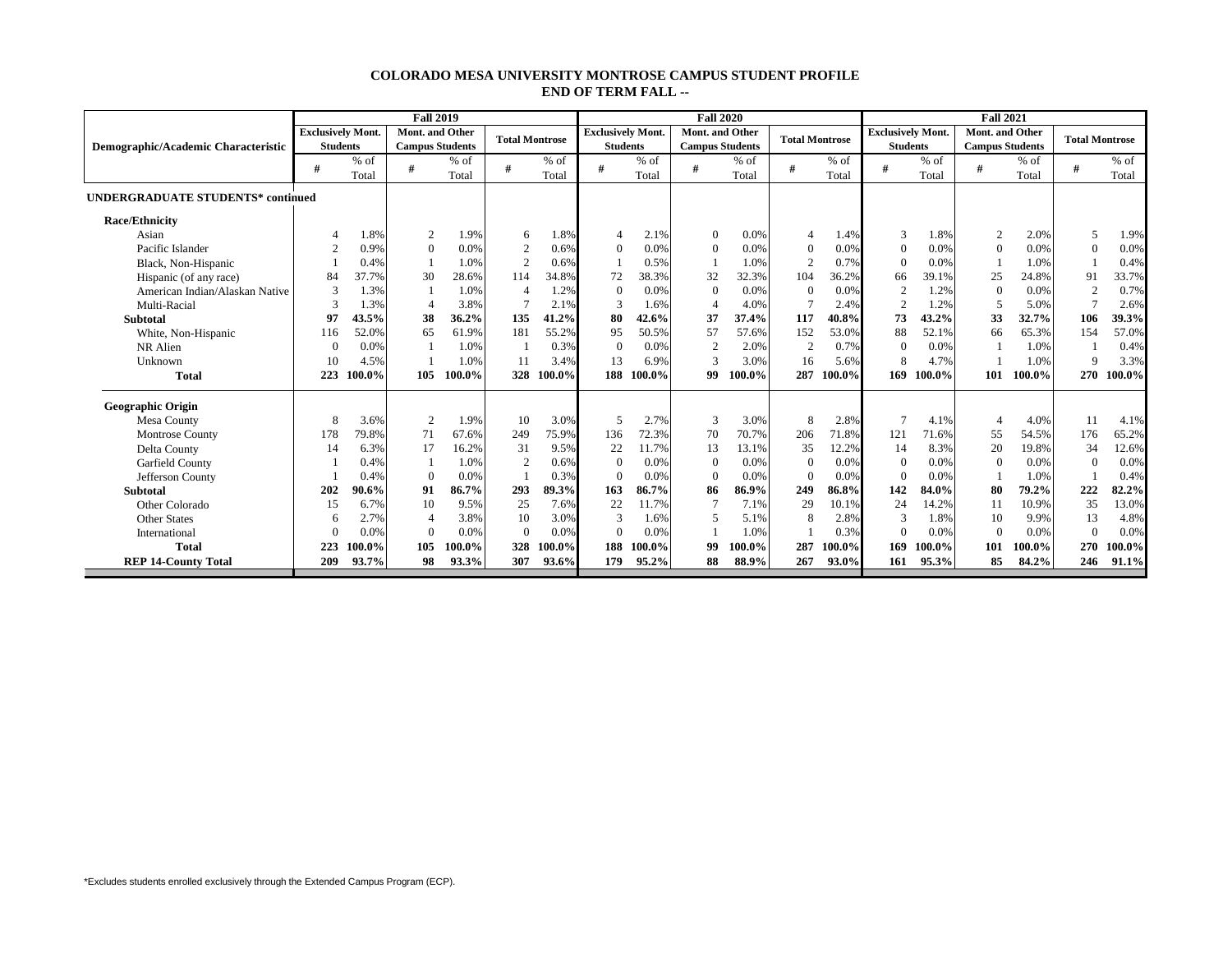### COLORADO MESA UNIVERSITY MONTROSE CAMPUS STUDENT PROFILE
### END OF TERM FALL --

| Demographic/Academic Characteristic | Fall 2019 | | | | | | Fall 2020 | | | | | | Fall 2021 | | | | | |
|---|---|---|---|---|---|---|---|---|---|---|---|---|---|---|---|---|---|---|
| | Exclusively Mont. Students | | Mont. and Other Campus Students | | Total Montrose | | Exclusively Mont. Students | | Mont. and Other Campus Students | | Total Montrose | | Exclusively Mont. Students | | Mont. and Other Campus Students | | Total Montrose | |
| | # | % of Total | # | % of Total | # | % of Total | # | % of Total | # | % of Total | # | % of Total | # | % of Total | # | % of Total | # | % of Total |
| **UNDERGRADUATE STUDENTS* continued** | | | | | | | | | | | | | | | | | | |
| **Race/Ethnicity** | | | | | | | | | | | | | | | | | | |
| Asian | 4 | 1.8% | 2 | 1.9% | 6 | 1.8% | 4 | 2.1% | 0 | 0.0% | 4 | 1.4% | 3 | 1.8% | 2 | 2.0% | 5 | 1.9% |
| Pacific Islander | 2 | 0.9% | 0 | 0.0% | 2 | 0.6% | 0 | 0.0% | 0 | 0.0% | 0 | 0.0% | 0 | 0.0% | 0 | 0.0% | 0 | 0.0% |
| Black, Non-Hispanic | 1 | 0.4% | 1 | 1.0% | 2 | 0.6% | 1 | 0.5% | 1 | 1.0% | 2 | 0.7% | 0 | 0.0% | 1 | 1.0% | 1 | 0.4% |
| Hispanic (of any race) | 84 | 37.7% | 30 | 28.6% | 114 | 34.8% | 72 | 38.3% | 32 | 32.3% | 104 | 36.2% | 66 | 39.1% | 25 | 24.8% | 91 | 33.7% |
| American Indian/Alaskan Native | 3 | 1.3% | 1 | 1.0% | 4 | 1.2% | 0 | 0.0% | 0 | 0.0% | 0 | 0.0% | 2 | 1.2% | 0 | 0.0% | 2 | 0.7% |
| Multi-Racial | 3 | 1.3% | 4 | 3.8% | 7 | 2.1% | 3 | 1.6% | 4 | 4.0% | 7 | 2.4% | 2 | 1.2% | 5 | 5.0% | 7 | 2.6% |
| **Subtotal** | **97** | **43.5%** | **38** | **36.2%** | **135** | **41.2%** | **80** | **42.6%** | **37** | **37.4%** | **117** | **40.8%** | **73** | **43.2%** | **33** | **32.7%** | **106** | **39.3%** |
| White, Non-Hispanic | 116 | 52.0% | 65 | 61.9% | 181 | 55.2% | 95 | 50.5% | 57 | 57.6% | 152 | 53.0% | 88 | 52.1% | 66 | 65.3% | 154 | 57.0% |
| NR Alien | 0 | 0.0% | 1 | 1.0% | 1 | 0.3% | 0 | 0.0% | 2 | 2.0% | 2 | 0.7% | 0 | 0.0% | 1 | 1.0% | 1 | 0.4% |
| Unknown | 10 | 4.5% | 1 | 1.0% | 11 | 3.4% | 13 | 6.9% | 3 | 3.0% | 16 | 5.6% | 8 | 4.7% | 1 | 1.0% | 9 | 3.3% |
| **Total** | **223** | **100.0%** | **105** | **100.0%** | **328** | **100.0%** | **188** | **100.0%** | **99** | **100.0%** | **287** | **100.0%** | **169** | **100.0%** | **101** | **100.0%** | **270** | **100.0%** |
| **Geographic Origin** | | | | | | | | | | | | | | | | | | |
| Mesa County | 8 | 3.6% | 2 | 1.9% | 10 | 3.0% | 5 | 2.7% | 3 | 3.0% | 8 | 2.8% | 7 | 4.1% | 4 | 4.0% | 11 | 4.1% |
| Montrose County | 178 | 79.8% | 71 | 67.6% | 249 | 75.9% | 136 | 72.3% | 70 | 70.7% | 206 | 71.8% | 121 | 71.6% | 55 | 54.5% | 176 | 65.2% |
| Delta County | 14 | 6.3% | 17 | 16.2% | 31 | 9.5% | 22 | 11.7% | 13 | 13.1% | 35 | 12.2% | 14 | 8.3% | 20 | 19.8% | 34 | 12.6% |
| Garfield County | 1 | 0.4% | 1 | 1.0% | 2 | 0.6% | 0 | 0.0% | 0 | 0.0% | 0 | 0.0% | 0 | 0.0% | 0 | 0.0% | 0 | 0.0% |
| Jefferson County | 1 | 0.4% | 0 | 0.0% | 1 | 0.3% | 0 | 0.0% | 0 | 0.0% | 0 | 0.0% | 0 | 0.0% | 1 | 1.0% | 1 | 0.4% |
| **Subtotal** | **202** | **90.6%** | **91** | **86.7%** | **293** | **89.3%** | **163** | **86.7%** | **86** | **86.9%** | **249** | **86.8%** | **142** | **84.0%** | **80** | **79.2%** | **222** | **82.2%** |
| Other Colorado | 15 | 6.7% | 10 | 9.5% | 25 | 7.6% | 22 | 11.7% | 7 | 7.1% | 29 | 10.1% | 24 | 14.2% | 11 | 10.9% | 35 | 13.0% |
| Other States | 6 | 2.7% | 4 | 3.8% | 10 | 3.0% | 3 | 1.6% | 5 | 5.1% | 8 | 2.8% | 3 | 1.8% | 10 | 9.9% | 13 | 4.8% |
| International | 0 | 0.0% | 0 | 0.0% | 0 | 0.0% | 0 | 0.0% | 1 | 1.0% | 1 | 0.3% | 0 | 0.0% | 0 | 0.0% | 0 | 0.0% |
| **Total** | **223** | **100.0%** | **105** | **100.0%** | **328** | **100.0%** | **188** | **100.0%** | **99** | **100.0%** | **287** | **100.0%** | **169** | **100.0%** | **101** | **100.0%** | **270** | **100.0%** |
| **REP 14-County Total** | **209** | **93.7%** | **98** | **93.3%** | **307** | **93.6%** | **179** | **95.2%** | **88** | **88.9%** | **267** | **93.0%** | **161** | **95.3%** | **85** | **84.2%** | **246** | **91.1%** |

*Excludes students enrolled exclusively through the Extended Campus Program (ECP).